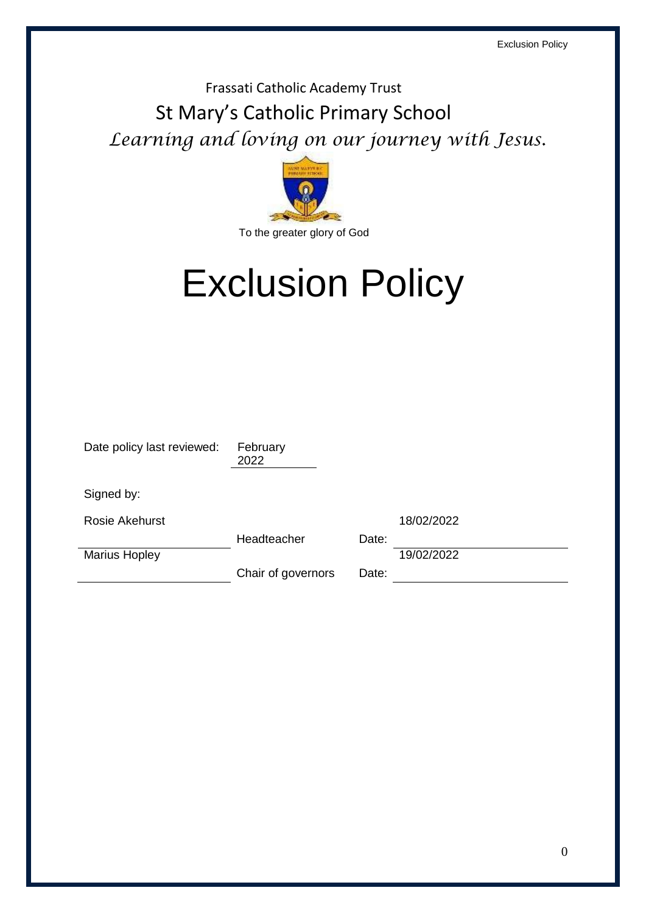Frassati Catholic Academy Trust

St Mary's Catholic Primary School

*Learning and loving on our journey with Jesus.*

To the greater glory of God

# Exclusion Policy

Date policy last reviewed: February 2022

Signed by:

| Name | Role | | Date |
|---|---|---|---|
| Rosie Akehurst | Headteacher | Date: | 18/02/2022 |
| Marius Hopley | Chair of governors | Date: | 19/02/2022 |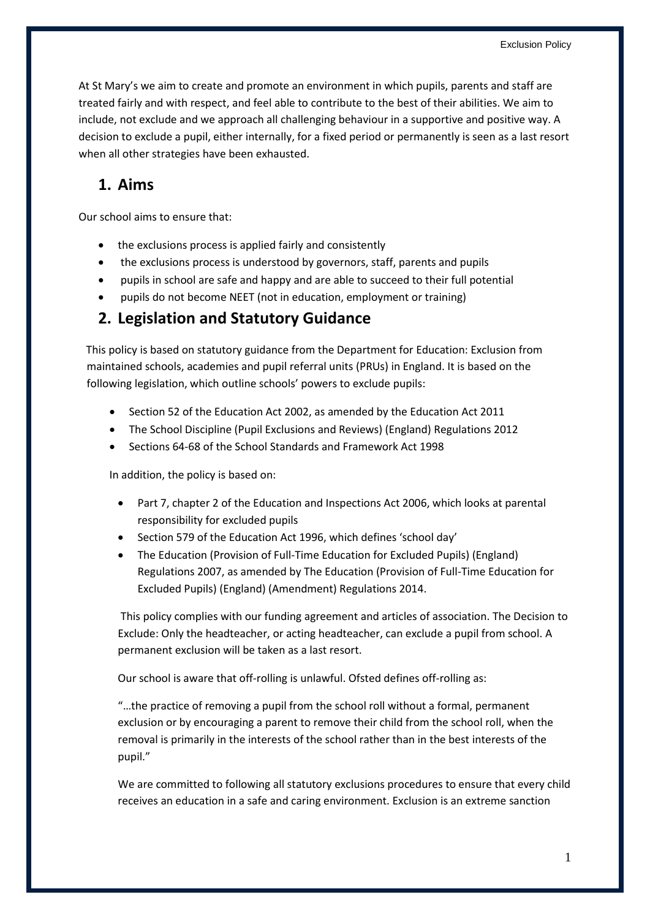At St Mary's we aim to create and promote an environment in which pupils, parents and staff are treated fairly and with respect, and feel able to contribute to the best of their abilities. We aim to include, not exclude and we approach all challenging behaviour in a supportive and positive way. A decision to exclude a pupil, either internally, for a fixed period or permanently is seen as a last resort when all other strategies have been exhausted.

## 1. Aims

Our school aims to ensure that:

- the exclusions process is applied fairly and consistently
- the exclusions process is understood by governors, staff, parents and pupils
- pupils in school are safe and happy and are able to succeed to their full potential
- pupils do not become NEET (not in education, employment or training)

## 2. Legislation and Statutory Guidance

This policy is based on statutory guidance from the Department for Education: Exclusion from maintained schools, academies and pupil referral units (PRUs) in England. It is based on the following legislation, which outline schools' powers to exclude pupils:

- Section 52 of the Education Act 2002, as amended by the Education Act 2011
- The School Discipline (Pupil Exclusions and Reviews) (England) Regulations 2012
- Sections 64-68 of the School Standards and Framework Act 1998

In addition, the policy is based on:

- Part 7, chapter 2 of the Education and Inspections Act 2006, which looks at parental responsibility for excluded pupils
- Section 579 of the Education Act 1996, which defines 'school day'
- The Education (Provision of Full-Time Education for Excluded Pupils) (England) Regulations 2007, as amended by The Education (Provision of Full-Time Education for Excluded Pupils) (England) (Amendment) Regulations 2014.

This policy complies with our funding agreement and articles of association. The Decision to Exclude: Only the headteacher, or acting headteacher, can exclude a pupil from school. A permanent exclusion will be taken as a last resort.

Our school is aware that off-rolling is unlawful. Ofsted defines off-rolling as:

"…the practice of removing a pupil from the school roll without a formal, permanent exclusion or by encouraging a parent to remove their child from the school roll, when the removal is primarily in the interests of the school rather than in the best interests of the pupil."

We are committed to following all statutory exclusions procedures to ensure that every child receives an education in a safe and caring environment. Exclusion is an extreme sanction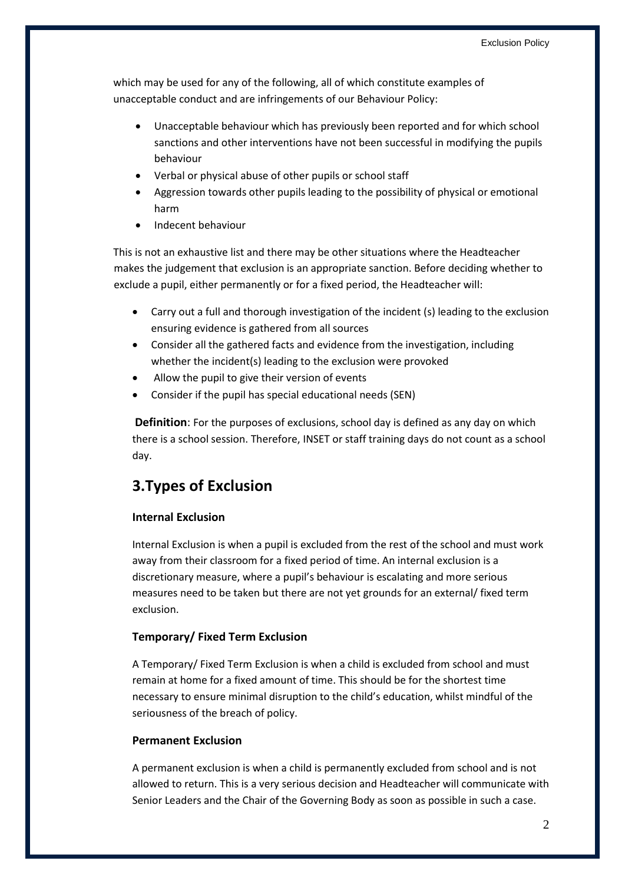which may be used for any of the following, all of which constitute examples of unacceptable conduct and are infringements of our Behaviour Policy:

- Unacceptable behaviour which has previously been reported and for which school sanctions and other interventions have not been successful in modifying the pupils behaviour
- Verbal or physical abuse of other pupils or school staff
- Aggression towards other pupils leading to the possibility of physical or emotional harm
- Indecent behaviour

This is not an exhaustive list and there may be other situations where the Headteacher makes the judgement that exclusion is an appropriate sanction. Before deciding whether to exclude a pupil, either permanently or for a fixed period, the Headteacher will:

- Carry out a full and thorough investigation of the incident (s) leading to the exclusion ensuring evidence is gathered from all sources
- Consider all the gathered facts and evidence from the investigation, including whether the incident(s) leading to the exclusion were provoked
- Allow the pupil to give their version of events
- Consider if the pupil has special educational needs (SEN)

**Definition**: For the purposes of exclusions, school day is defined as any day on which there is a school session. Therefore, INSET or staff training days do not count as a school day.

## 3.Types of Exclusion

### Internal Exclusion

Internal Exclusion is when a pupil is excluded from the rest of the school and must work away from their classroom for a fixed period of time. An internal exclusion is a discretionary measure, where a pupil's behaviour is escalating and more serious measures need to be taken but there are not yet grounds for an external/ fixed term exclusion.

### Temporary/ Fixed Term Exclusion

A Temporary/ Fixed Term Exclusion is when a child is excluded from school and must remain at home for a fixed amount of time. This should be for the shortest time necessary to ensure minimal disruption to the child's education, whilst mindful of the seriousness of the breach of policy.

### Permanent Exclusion

A permanent exclusion is when a child is permanently excluded from school and is not allowed to return. This is a very serious decision and Headteacher will communicate with Senior Leaders and the Chair of the Governing Body as soon as possible in such a case.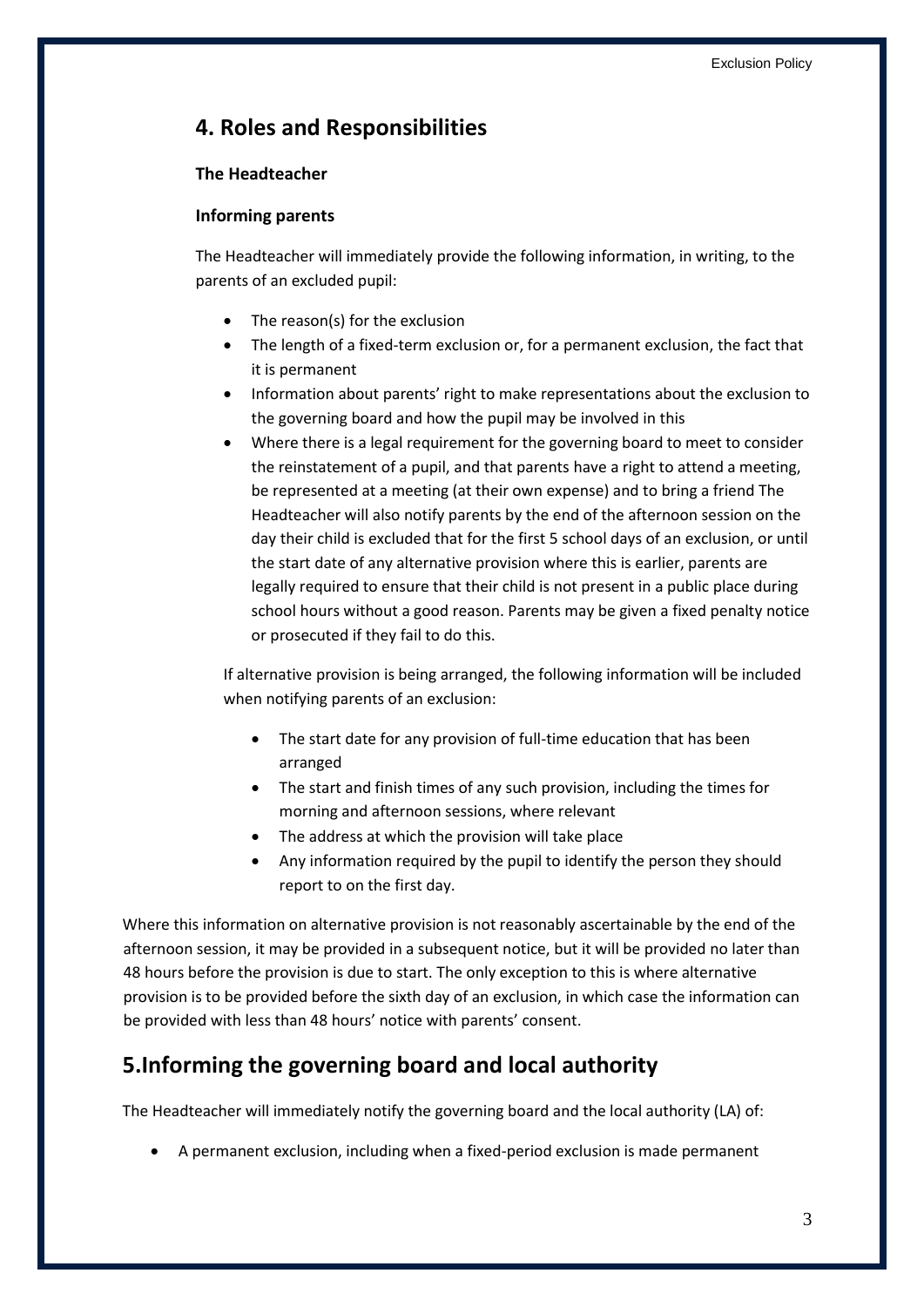## 4. Roles and Responsibilities

### The Headteacher

### Informing parents

The Headteacher will immediately provide the following information, in writing, to the parents of an excluded pupil:

- The reason(s) for the exclusion
- The length of a fixed-term exclusion or, for a permanent exclusion, the fact that it is permanent
- Information about parents' right to make representations about the exclusion to the governing board and how the pupil may be involved in this
- Where there is a legal requirement for the governing board to meet to consider the reinstatement of a pupil, and that parents have a right to attend a meeting, be represented at a meeting (at their own expense) and to bring a friend The Headteacher will also notify parents by the end of the afternoon session on the day their child is excluded that for the first 5 school days of an exclusion, or until the start date of any alternative provision where this is earlier, parents are legally required to ensure that their child is not present in a public place during school hours without a good reason. Parents may be given a fixed penalty notice or prosecuted if they fail to do this.

  If alternative provision is being arranged, the following information will be included when notifying parents of an exclusion:

  - The start date for any provision of full-time education that has been arranged
  - The start and finish times of any such provision, including the times for morning and afternoon sessions, where relevant
  - The address at which the provision will take place
  - Any information required by the pupil to identify the person they should report to on the first day.

Where this information on alternative provision is not reasonably ascertainable by the end of the afternoon session, it may be provided in a subsequent notice, but it will be provided no later than 48 hours before the provision is due to start. The only exception to this is where alternative provision is to be provided before the sixth day of an exclusion, in which case the information can be provided with less than 48 hours' notice with parents' consent.

## 5.Informing the governing board and local authority

The Headteacher will immediately notify the governing board and the local authority (LA) of:

- A permanent exclusion, including when a fixed-period exclusion is made permanent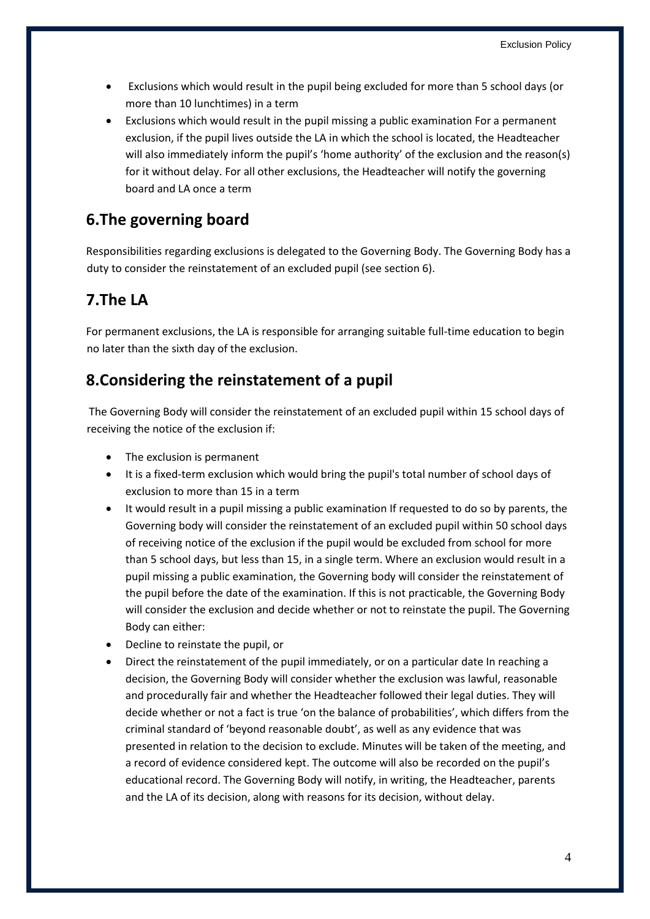- Exclusions which would result in the pupil being excluded for more than 5 school days (or more than 10 lunchtimes) in a term
- Exclusions which would result in the pupil missing a public examination For a permanent exclusion, if the pupil lives outside the LA in which the school is located, the Headteacher will also immediately inform the pupil's 'home authority' of the exclusion and the reason(s) for it without delay. For all other exclusions, the Headteacher will notify the governing board and LA once a term

## 6.The governing board

Responsibilities regarding exclusions is delegated to the Governing Body. The Governing Body has a duty to consider the reinstatement of an excluded pupil (see section 6).

## 7.The LA

For permanent exclusions, the LA is responsible for arranging suitable full-time education to begin no later than the sixth day of the exclusion.

## 8.Considering the reinstatement of a pupil

The Governing Body will consider the reinstatement of an excluded pupil within 15 school days of receiving the notice of the exclusion if:

- The exclusion is permanent
- It is a fixed-term exclusion which would bring the pupil's total number of school days of exclusion to more than 15 in a term
- It would result in a pupil missing a public examination If requested to do so by parents, the Governing body will consider the reinstatement of an excluded pupil within 50 school days of receiving notice of the exclusion if the pupil would be excluded from school for more than 5 school days, but less than 15, in a single term. Where an exclusion would result in a pupil missing a public examination, the Governing body will consider the reinstatement of the pupil before the date of the examination. If this is not practicable, the Governing Body will consider the exclusion and decide whether or not to reinstate the pupil. The Governing Body can either:
- Decline to reinstate the pupil, or
- Direct the reinstatement of the pupil immediately, or on a particular date In reaching a decision, the Governing Body will consider whether the exclusion was lawful, reasonable and procedurally fair and whether the Headteacher followed their legal duties. They will decide whether or not a fact is true 'on the balance of probabilities', which differs from the criminal standard of 'beyond reasonable doubt', as well as any evidence that was presented in relation to the decision to exclude. Minutes will be taken of the meeting, and a record of evidence considered kept. The outcome will also be recorded on the pupil's educational record. The Governing Body will notify, in writing, the Headteacher, parents and the LA of its decision, along with reasons for its decision, without delay.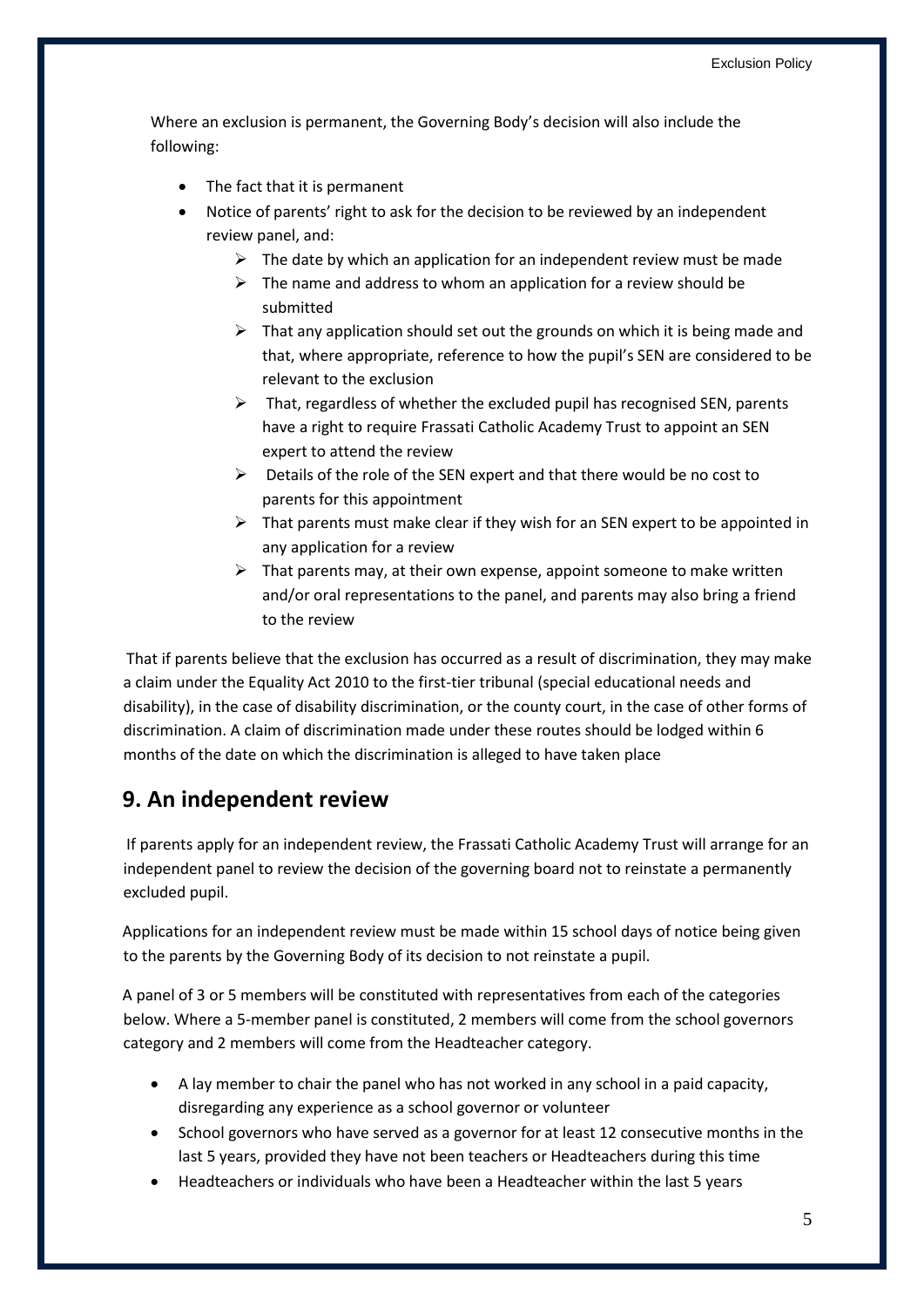Where an exclusion is permanent, the Governing Body's decision will also include the following:

- The fact that it is permanent
- Notice of parents' right to ask for the decision to be reviewed by an independent review panel, and:
  - The date by which an application for an independent review must be made
  - The name and address to whom an application for a review should be submitted
  - That any application should set out the grounds on which it is being made and that, where appropriate, reference to how the pupil's SEN are considered to be relevant to the exclusion
  - That, regardless of whether the excluded pupil has recognised SEN, parents have a right to require Frassati Catholic Academy Trust to appoint an SEN expert to attend the review
  - Details of the role of the SEN expert and that there would be no cost to parents for this appointment
  - That parents must make clear if they wish for an SEN expert to be appointed in any application for a review
  - That parents may, at their own expense, appoint someone to make written and/or oral representations to the panel, and parents may also bring a friend to the review

That if parents believe that the exclusion has occurred as a result of discrimination, they may make a claim under the Equality Act 2010 to the first-tier tribunal (special educational needs and disability), in the case of disability discrimination, or the county court, in the case of other forms of discrimination. A claim of discrimination made under these routes should be lodged within 6 months of the date on which the discrimination is alleged to have taken place

## 9. An independent review

If parents apply for an independent review, the Frassati Catholic Academy Trust will arrange for an independent panel to review the decision of the governing board not to reinstate a permanently excluded pupil.

Applications for an independent review must be made within 15 school days of notice being given to the parents by the Governing Body of its decision to not reinstate a pupil.

A panel of 3 or 5 members will be constituted with representatives from each of the categories below. Where a 5-member panel is constituted, 2 members will come from the school governors category and 2 members will come from the Headteacher category.

- A lay member to chair the panel who has not worked in any school in a paid capacity, disregarding any experience as a school governor or volunteer
- School governors who have served as a governor for at least 12 consecutive months in the last 5 years, provided they have not been teachers or Headteachers during this time
- Headteachers or individuals who have been a Headteacher within the last 5 years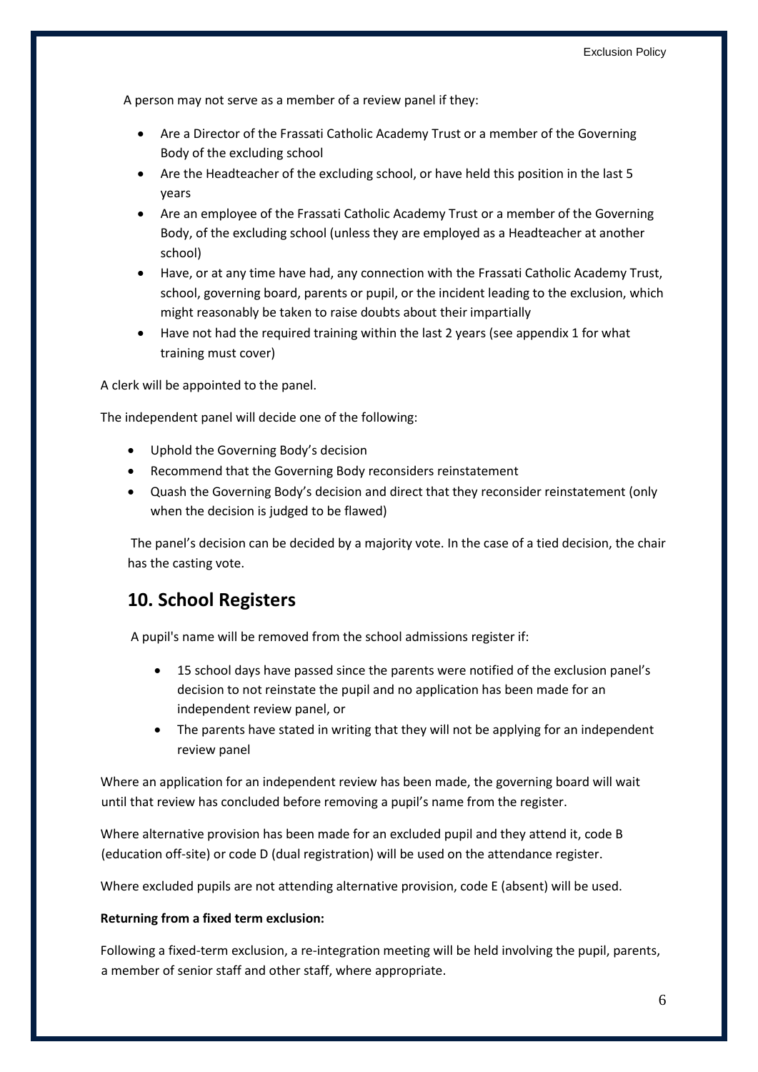A person may not serve as a member of a review panel if they:

- Are a Director of the Frassati Catholic Academy Trust or a member of the Governing Body of the excluding school
- Are the Headteacher of the excluding school, or have held this position in the last 5 years
- Are an employee of the Frassati Catholic Academy Trust or a member of the Governing Body, of the excluding school (unless they are employed as a Headteacher at another school)
- Have, or at any time have had, any connection with the Frassati Catholic Academy Trust, school, governing board, parents or pupil, or the incident leading to the exclusion, which might reasonably be taken to raise doubts about their impartially
- Have not had the required training within the last 2 years (see appendix 1 for what training must cover)

A clerk will be appointed to the panel.

The independent panel will decide one of the following:

- Uphold the Governing Body's decision
- Recommend that the Governing Body reconsiders reinstatement
- Quash the Governing Body's decision and direct that they reconsider reinstatement (only when the decision is judged to be flawed)

The panel's decision can be decided by a majority vote. In the case of a tied decision, the chair has the casting vote.

## 10. School Registers

A pupil's name will be removed from the school admissions register if:

- 15 school days have passed since the parents were notified of the exclusion panel's decision to not reinstate the pupil and no application has been made for an independent review panel, or
- The parents have stated in writing that they will not be applying for an independent review panel

Where an application for an independent review has been made, the governing board will wait until that review has concluded before removing a pupil's name from the register.

Where alternative provision has been made for an excluded pupil and they attend it, code B (education off-site) or code D (dual registration) will be used on the attendance register.

Where excluded pupils are not attending alternative provision, code E (absent) will be used.

**Returning from a fixed term exclusion:**

Following a fixed-term exclusion, a re-integration meeting will be held involving the pupil, parents, a member of senior staff and other staff, where appropriate.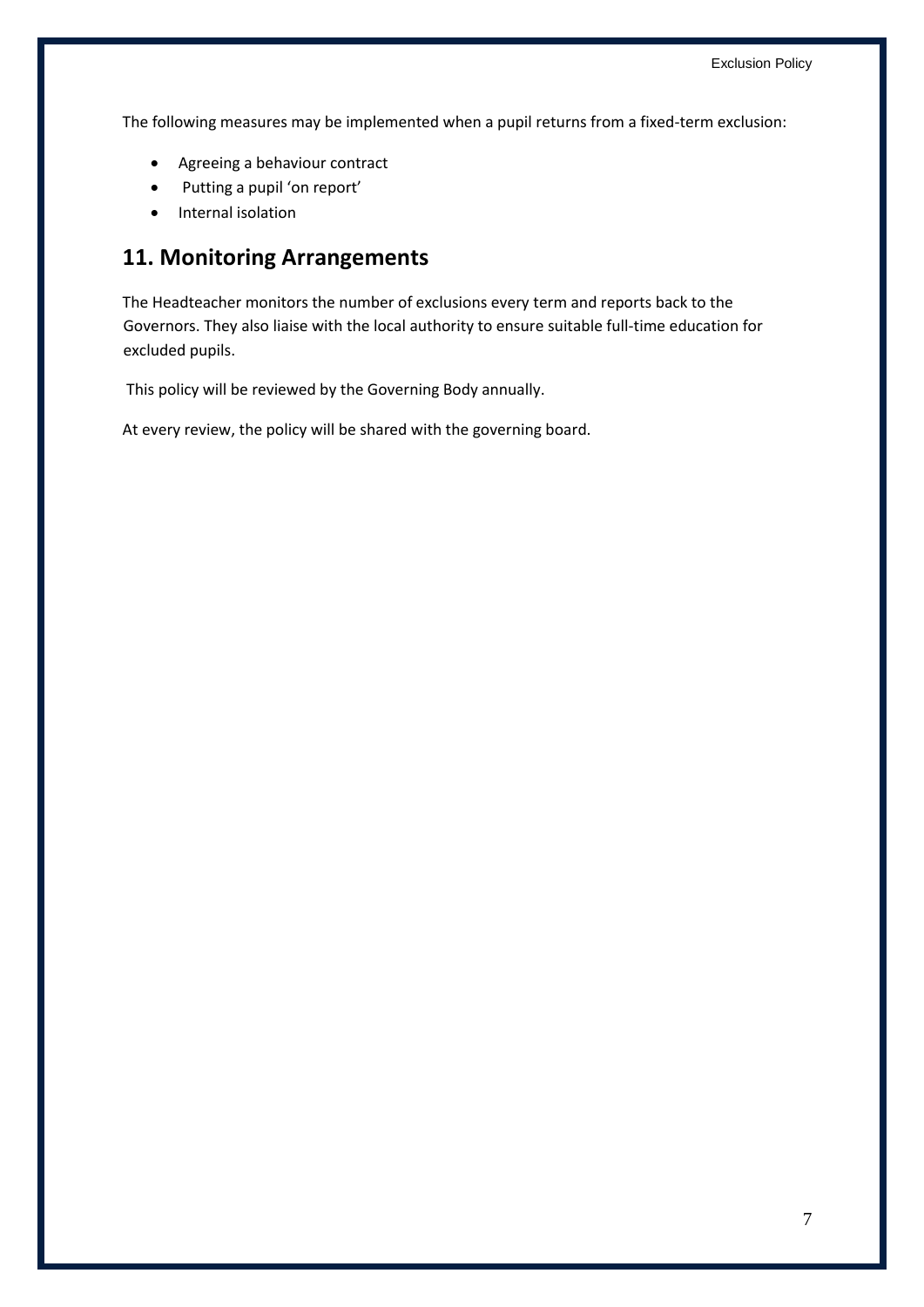The following measures may be implemented when a pupil returns from a fixed-term exclusion:

- Agreeing a behaviour contract
- Putting a pupil 'on report'
- Internal isolation

## 11. Monitoring Arrangements

The Headteacher monitors the number of exclusions every term and reports back to the Governors. They also liaise with the local authority to ensure suitable full-time education for excluded pupils.

This policy will be reviewed by the Governing Body annually.

At every review, the policy will be shared with the governing board.